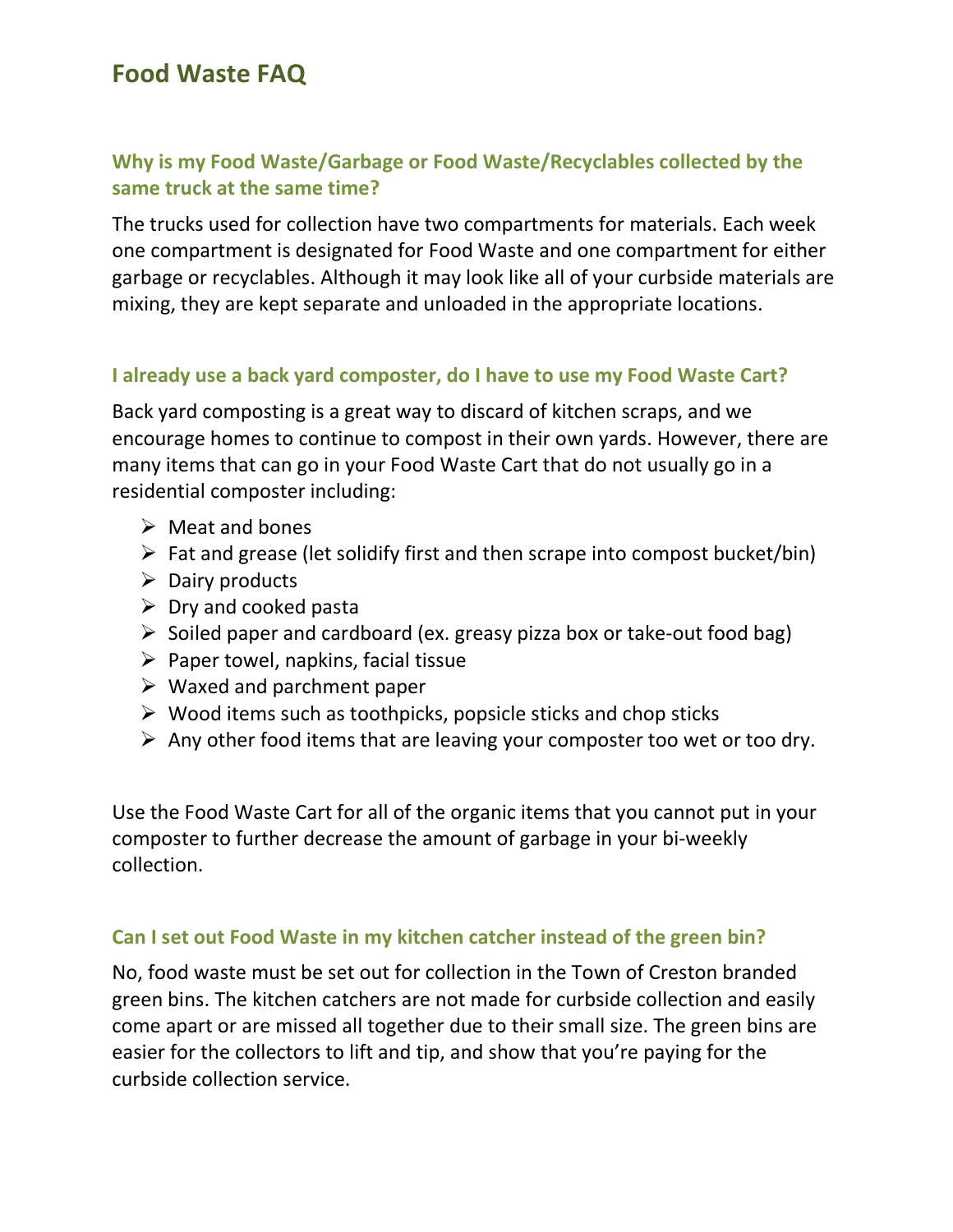# Food Waste FAQ

### Why is my Food Waste/Garbage or Food Waste/Recyclables collected by the same truck at the same time?

The trucks used for collection have two compartments for materials. Each week one compartment is designated for Food Waste and one compartment for either garbage or recyclables. Although it may look like all of your curbside materials are mixing, they are kept separate and unloaded in the appropriate locations.

### I already use a back yard composter, do I have to use my Food Waste Cart?

Back yard composting is a great way to discard of kitchen scraps, and we encourage homes to continue to compost in their own yards. However, there are many items that can go in your Food Waste Cart that do not usually go in a residential composter including:

- Meat and bones
- Fat and grease (let solidify first and then scrape into compost bucket/bin)
- Dairy products
- Dry and cooked pasta
- Soiled paper and cardboard (ex. greasy pizza box or take-out food bag)
- Paper towel, napkins, facial tissue
- Waxed and parchment paper
- Wood items such as toothpicks, popsicle sticks and chop sticks
- Any other food items that are leaving your composter too wet or too dry.

Use the Food Waste Cart for all of the organic items that you cannot put in your composter to further decrease the amount of garbage in your bi-weekly collection.

### Can I set out Food Waste in my kitchen catcher instead of the green bin?

No, food waste must be set out for collection in the Town of Creston branded green bins. The kitchen catchers are not made for curbside collection and easily come apart or are missed all together due to their small size. The green bins are easier for the collectors to lift and tip, and show that you're paying for the curbside collection service.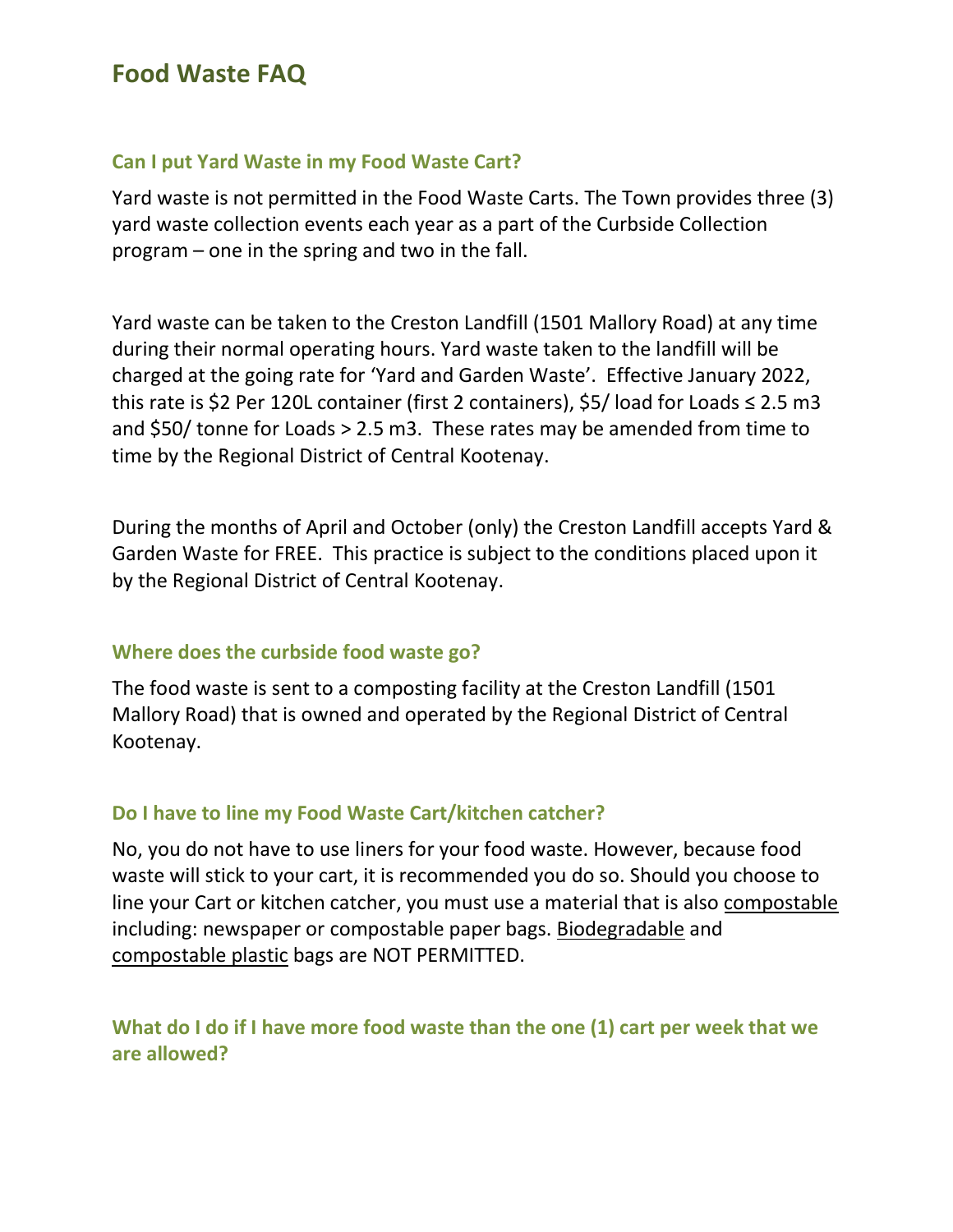## Food Waste FAQ

### Can I put Yard Waste in my Food Waste Cart?

Yard waste is not permitted in the Food Waste Carts. The Town provides three (3) yard waste collection events each year as a part of the Curbside Collection program – one in the spring and two in the fall.

Yard waste can be taken to the Creston Landfill (1501 Mallory Road) at any time during their normal operating hours. Yard waste taken to the landfill will be charged at the going rate for 'Yard and Garden Waste'. Effective January 2022, this rate is $2 Per 120L container (first 2 containers), $5/ load for Loads ≤ 2.5 m3 and $50/ tonne for Loads > 2.5 m3. These rates may be amended from time to time by the Regional District of Central Kootenay.

During the months of April and October (only) the Creston Landfill accepts Yard & Garden Waste for FREE. This practice is subject to the conditions placed upon it by the Regional District of Central Kootenay.

### Where does the curbside food waste go?

The food waste is sent to a composting facility at the Creston Landfill (1501 Mallory Road) that is owned and operated by the Regional District of Central Kootenay.

### Do I have to line my Food Waste Cart/kitchen catcher?

No, you do not have to use liners for your food waste. However, because food waste will stick to your cart, it is recommended you do so. Should you choose to line your Cart or kitchen catcher, you must use a material that is also compostable including: newspaper or compostable paper bags. Biodegradable and compostable plastic bags are NOT PERMITTED.

### What do I do if I have more food waste than the one (1) cart per week that we are allowed?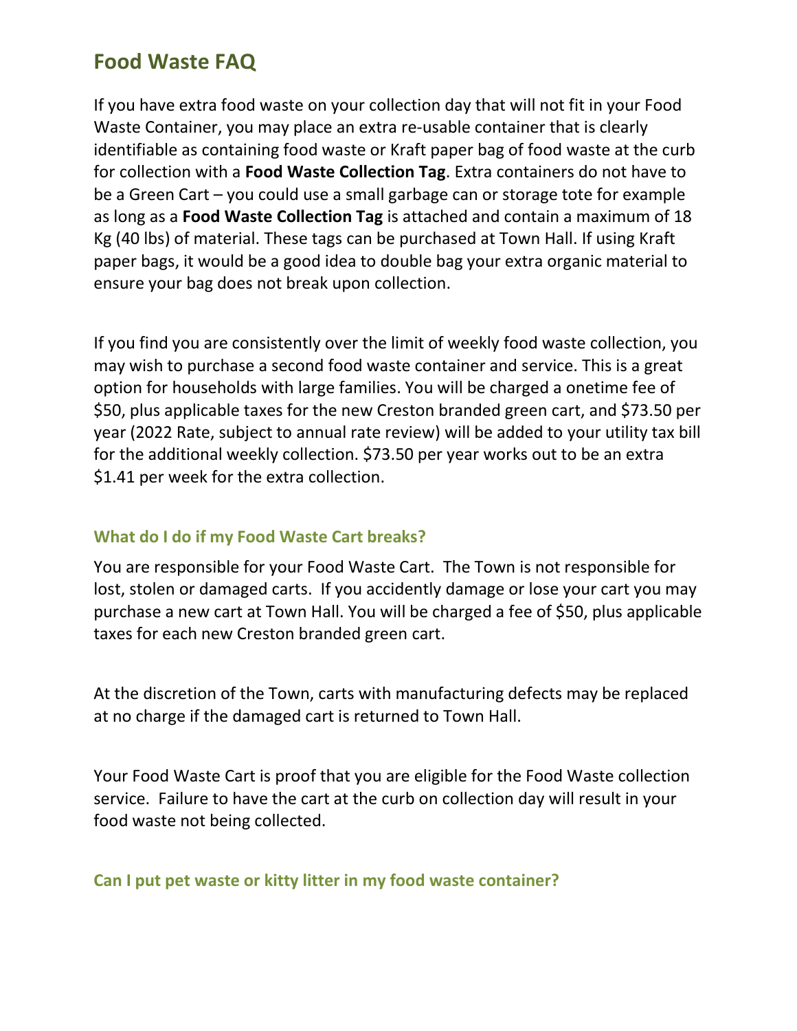## Food Waste FAQ

If you have extra food waste on your collection day that will not fit in your Food Waste Container, you may place an extra re-usable container that is clearly identifiable as containing food waste or Kraft paper bag of food waste at the curb for collection with a **Food Waste Collection Tag**. Extra containers do not have to be a Green Cart – you could use a small garbage can or storage tote for example as long as a **Food Waste Collection Tag** is attached and contain a maximum of 18 Kg (40 lbs) of material. These tags can be purchased at Town Hall. If using Kraft paper bags, it would be a good idea to double bag your extra organic material to ensure your bag does not break upon collection.

If you find you are consistently over the limit of weekly food waste collection, you may wish to purchase a second food waste container and service. This is a great option for households with large families. You will be charged a onetime fee of $50, plus applicable taxes for the new Creston branded green cart, and $73.50 per year (2022 Rate, subject to annual rate review) will be added to your utility tax bill for the additional weekly collection. $73.50 per year works out to be an extra $1.41 per week for the extra collection.

### What do I do if my Food Waste Cart breaks?

You are responsible for your Food Waste Cart. The Town is not responsible for lost, stolen or damaged carts. If you accidently damage or lose your cart you may purchase a new cart at Town Hall. You will be charged a fee of $50, plus applicable taxes for each new Creston branded green cart.

At the discretion of the Town, carts with manufacturing defects may be replaced at no charge if the damaged cart is returned to Town Hall.

Your Food Waste Cart is proof that you are eligible for the Food Waste collection service. Failure to have the cart at the curb on collection day will result in your food waste not being collected.

### Can I put pet waste or kitty litter in my food waste container?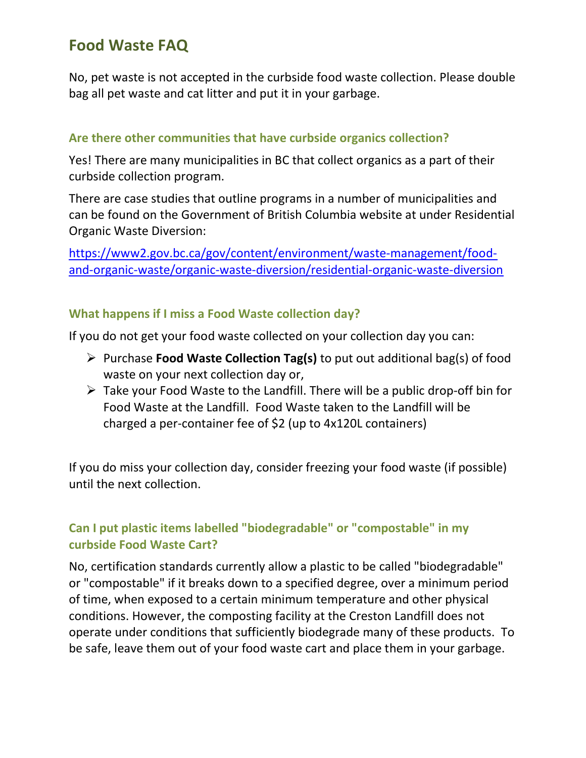# Food Waste FAQ

No, pet waste is not accepted in the curbside food waste collection. Please double bag all pet waste and cat litter and put it in your garbage.

### Are there other communities that have curbside organics collection?

Yes! There are many municipalities in BC that collect organics as a part of their curbside collection program.

There are case studies that outline programs in a number of municipalities and can be found on the Government of British Columbia website at under Residential Organic Waste Diversion:

[https://www2.gov.bc.ca/gov/content/environment/waste-management/food-and-organic-waste/organic-waste-diversion/residential-organic-waste-diversion](https://www2.gov.bc.ca/gov/content/environment/waste-management/food-and-organic-waste/organic-waste-diversion/residential-organic-waste-diversion)

### What happens if I miss a Food Waste collection day?

If you do not get your food waste collected on your collection day you can:

- Purchase **Food Waste Collection Tag(s)** to put out additional bag(s) of food waste on your next collection day or,
- Take your Food Waste to the Landfill. There will be a public drop-off bin for Food Waste at the Landfill. Food Waste taken to the Landfill will be charged a per-container fee of $2 (up to 4x120L containers)

If you do miss your collection day, consider freezing your food waste (if possible) until the next collection.

### Can I put plastic items labelled "biodegradable" or "compostable" in my curbside Food Waste Cart?

No, certification standards currently allow a plastic to be called "biodegradable" or "compostable" if it breaks down to a specified degree, over a minimum period of time, when exposed to a certain minimum temperature and other physical conditions. However, the composting facility at the Creston Landfill does not operate under conditions that sufficiently biodegrade many of these products. To be safe, leave them out of your food waste cart and place them in your garbage.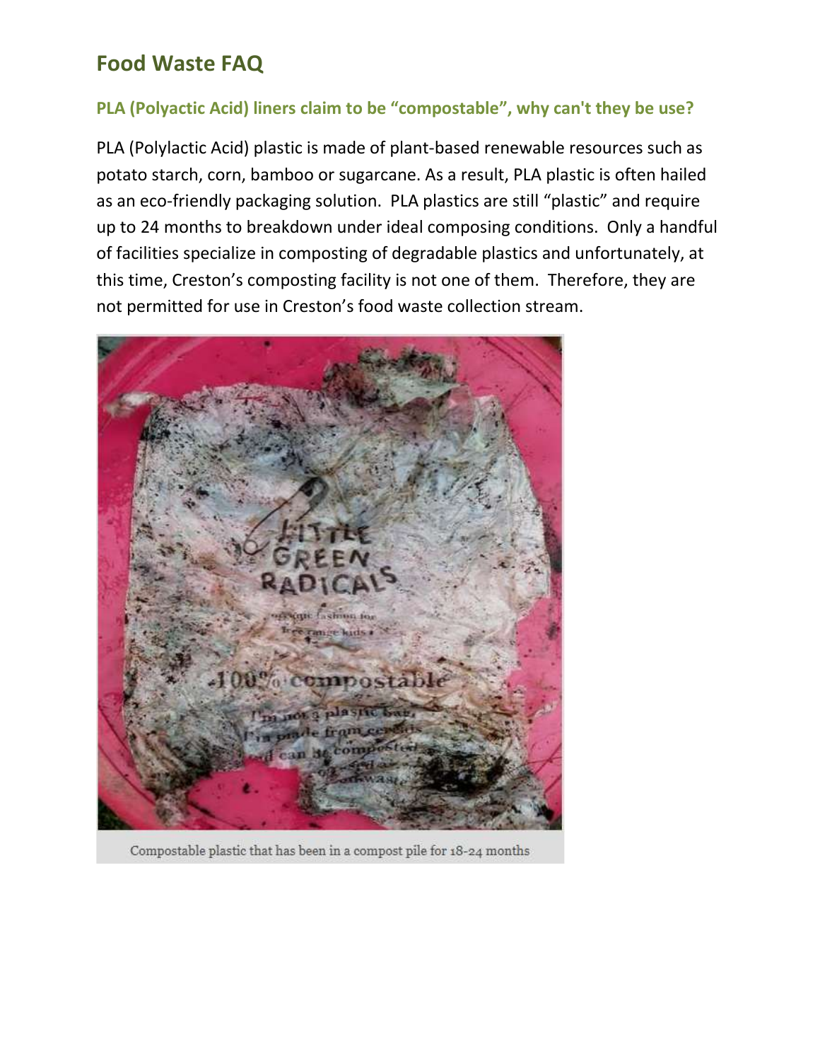## Food Waste FAQ

### PLA (Polyactic Acid) liners claim to be "compostable", why can't they be use?

PLA (Polylactic Acid) plastic is made of plant-based renewable resources such as potato starch, corn, bamboo or sugarcane. As a result, PLA plastic is often hailed as an eco-friendly packaging solution. PLA plastics are still "plastic" and require up to 24 months to breakdown under ideal composing conditions. Only a handful of facilities specialize in composting of degradable plastics and unfortunately, at this time, Creston's composting facility is not one of them. Therefore, they are not permitted for use in Creston's food waste collection stream.

Compostable plastic that has been in a compost pile for 18-24 months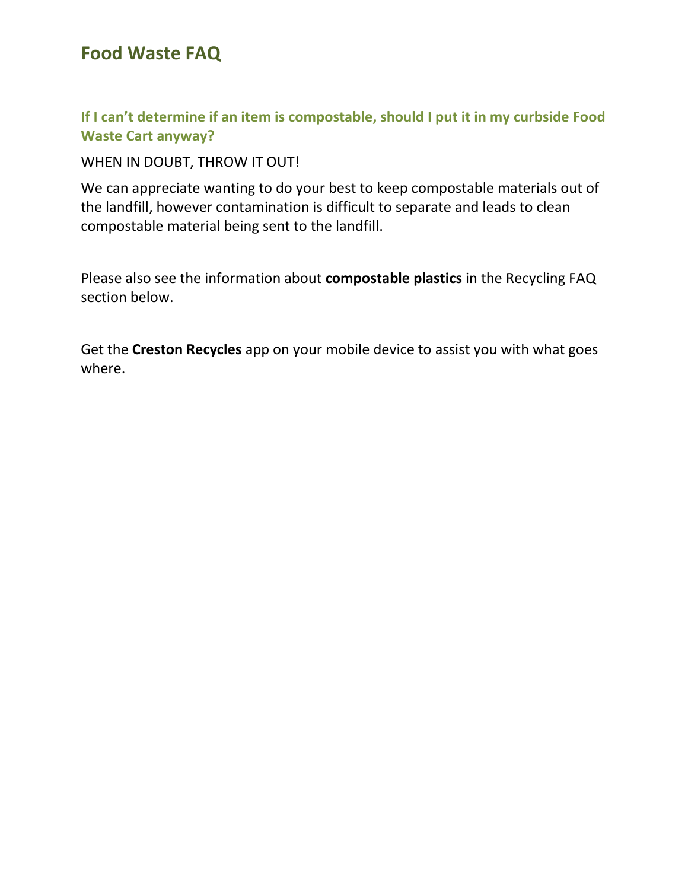## Food Waste FAQ

### If I can’t determine if an item is compostable, should I put it in my curbside Food Waste Cart anyway?

WHEN IN DOUBT, THROW IT OUT!

We can appreciate wanting to do your best to keep compostable materials out of the landfill, however contamination is difficult to separate and leads to clean compostable material being sent to the landfill.

Please also see the information about **compostable plastics** in the Recycling FAQ section below.

Get the **Creston Recycles** app on your mobile device to assist you with what goes where.